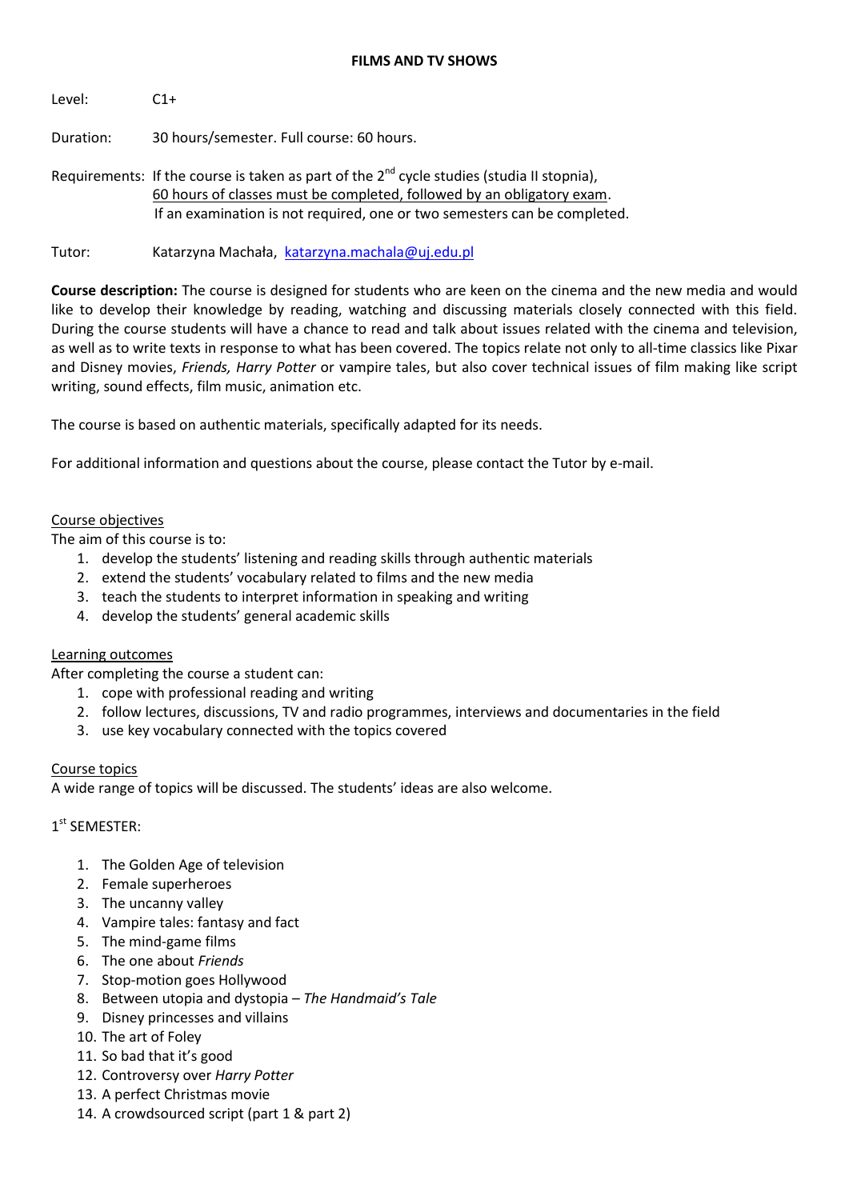# FILMS AND TV SHOWS

Level: C1+

Duration: 30 hours/semester. Full course: 60 hours.

Requirements: If the course is taken as part of the 2nd cycle studies (studia II stopnia), 60 hours of classes must be completed, followed by an obligatory exam. If an examination is not required, one or two semesters can be completed.

Tutor: Katarzyna Machała, katarzyna.machala@uj.edu.pl

**Course description:** The course is designed for students who are keen on the cinema and the new media and would like to develop their knowledge by reading, watching and discussing materials closely connected with this field. During the course students will have a chance to read and talk about issues related with the cinema and television, as well as to write texts in response to what has been covered. The topics relate not only to all-time classics like Pixar and Disney movies, *Friends, Harry Potter* or vampire tales, but also cover technical issues of film making like script writing, sound effects, film music, animation etc.

The course is based on authentic materials, specifically adapted for its needs.

For additional information and questions about the course, please contact the Tutor by e-mail.

## Course objectives

The aim of this course is to:

1. develop the students' listening and reading skills through authentic materials
2. extend the students' vocabulary related to films and the new media
3. teach the students to interpret information in speaking and writing
4. develop the students' general academic skills

## Learning outcomes

After completing the course a student can:

1. cope with professional reading and writing
2. follow lectures, discussions, TV and radio programmes, interviews and documentaries in the field
3. use key vocabulary connected with the topics covered

## Course topics

A wide range of topics will be discussed. The students' ideas are also welcome.

1st SEMESTER:

1. The Golden Age of television
2. Female superheroes
3. The uncanny valley
4. Vampire tales: fantasy and fact
5. The mind-game films
6. The one about *Friends*
7. Stop-motion goes Hollywood
8. Between utopia and dystopia – *The Handmaid's Tale*
9. Disney princesses and villains
10. The art of Foley
11. So bad that it's good
12. Controversy over *Harry Potter*
13. A perfect Christmas movie
14. A crowdsourced script (part 1 & part 2)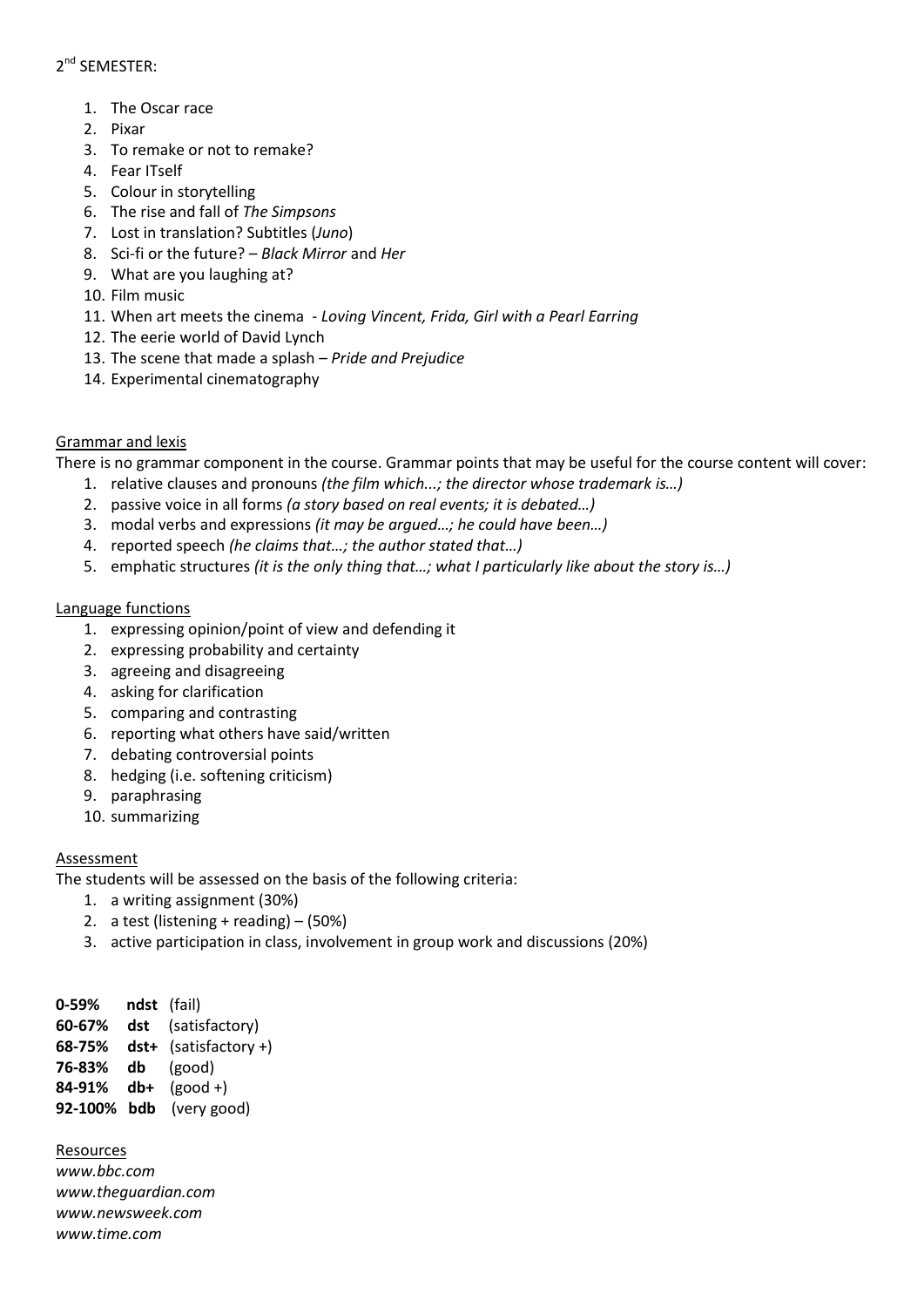2[nd] SEMESTER:

1. The Oscar race
2. Pixar
3. To remake or not to remake?
4. Fear ITself
5. Colour in storytelling
6. The rise and fall of *The Simpsons*
7. Lost in translation? Subtitles (*Juno*)
8. Sci-fi or the future? – *Black Mirror* and *Her*
9. What are you laughing at?
10. Film music
11. When art meets the cinema - *Loving Vincent, Frida, Girl with a Pearl Earring*
12. The eerie world of David Lynch
13. The scene that made a splash – *Pride and Prejudice*
14. Experimental cinematography

## Grammar and lexis

There is no grammar component in the course. Grammar points that may be useful for the course content will cover:

1. relative clauses and pronouns *(the film which...; the director whose trademark is…)*
2. passive voice in all forms *(a story based on real events; it is debated…)*
3. modal verbs and expressions *(it may be argued…; he could have been…)*
4. reported speech *(he claims that…; the author stated that…)*
5. emphatic structures *(it is the only thing that…; what I particularly like about the story is…)*

## Language functions

1. expressing opinion/point of view and defending it
2. expressing probability and certainty
3. agreeing and disagreeing
4. asking for clarification
5. comparing and contrasting
6. reporting what others have said/written
7. debating controversial points
8. hedging (i.e. softening criticism)
9. paraphrasing
10. summarizing

## Assessment

The students will be assessed on the basis of the following criteria:

1. a writing assignment (30%)
2. a test (listening + reading) – (50%)
3. active participation in class, involvement in group work and discussions (20%)

**0-59%** **ndst** (fail)
**60-67%** **dst** (satisfactory)
**68-75%** **dst+** (satisfactory +)
**76-83%** **db** (good)
**84-91%** **db+** (good +)
**92-100%** **bdb** (very good)

## Resources

*www.bbc.com*
*www.theguardian.com*
*www.newsweek.com*
*www.time.com*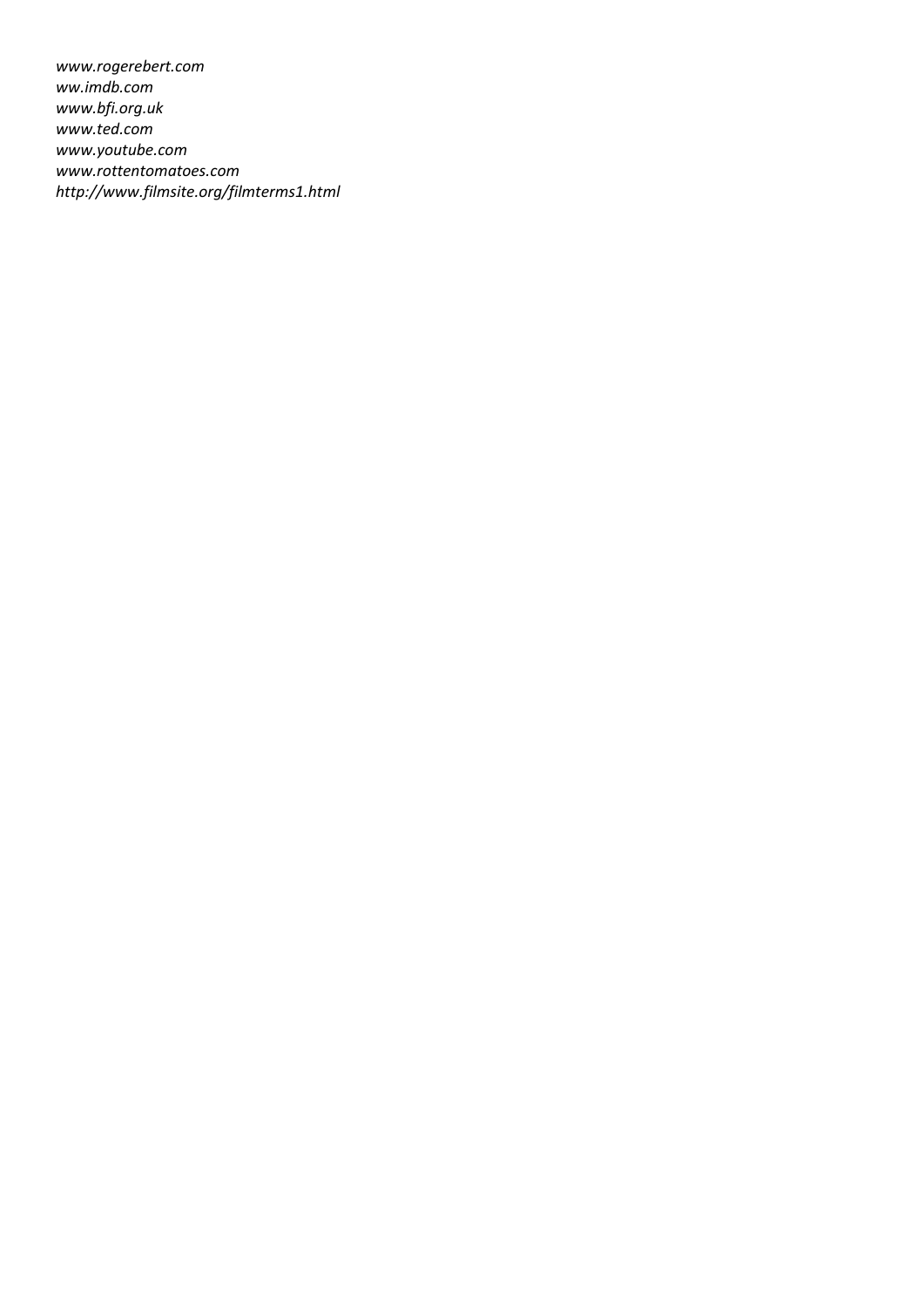*www.rogerebert.com*
*ww.imdb.com*
*www.bfi.org.uk*
*www.ted.com*
*www.youtube.com*
*www.rottentomatoes.com*
*http://www.filmsite.org/filmterms1.html*